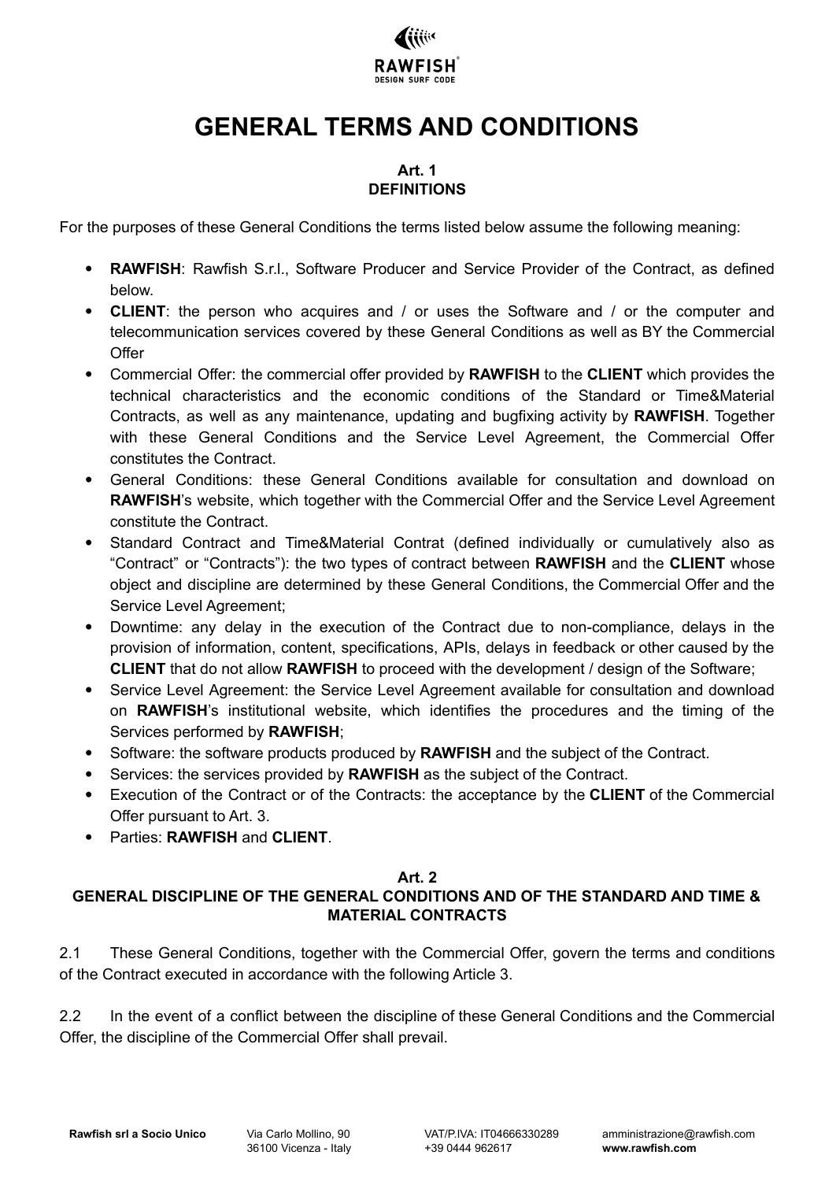# GENERAL TERMS AND CONDITIONS

## Art. 1
## DEFINITIONS

For the purposes of these General Conditions the terms listed below assume the following meaning:

- **RAWFISH**: Rawfish S.r.l., Software Producer and Service Provider of the Contract, as defined below.
- **CLIENT**: the person who acquires and / or uses the Software and / or the computer and telecommunication services covered by these General Conditions as well as BY the Commercial Offer
- Commercial Offer: the commercial offer provided by **RAWFISH** to the **CLIENT** which provides the technical characteristics and the economic conditions of the Standard or Time&Material Contracts, as well as any maintenance, updating and bugfixing activity by **RAWFISH**. Together with these General Conditions and the Service Level Agreement, the Commercial Offer constitutes the Contract.
- General Conditions: these General Conditions available for consultation and download on **RAWFISH**'s website, which together with the Commercial Offer and the Service Level Agreement constitute the Contract.
- Standard Contract and Time&Material Contrat (defined individually or cumulatively also as "Contract" or "Contracts"): the two types of contract between **RAWFISH** and the **CLIENT** whose object and discipline are determined by these General Conditions, the Commercial Offer and the Service Level Agreement;
- Downtime: any delay in the execution of the Contract due to non-compliance, delays in the provision of information, content, specifications, APIs, delays in feedback or other caused by the **CLIENT** that do not allow **RAWFISH** to proceed with the development / design of the Software;
- Service Level Agreement: the Service Level Agreement available for consultation and download on **RAWFISH**'s institutional website, which identifies the procedures and the timing of the Services performed by **RAWFISH**;
- Software: the software products produced by **RAWFISH** and the subject of the Contract.
- Services: the services provided by **RAWFISH** as the subject of the Contract.
- Execution of the Contract or of the Contracts: the acceptance by the **CLIENT** of the Commercial Offer pursuant to Art. 3.
- Parties: **RAWFISH** and **CLIENT**.

## Art. 2
## GENERAL DISCIPLINE OF THE GENERAL CONDITIONS AND OF THE STANDARD AND TIME & MATERIAL CONTRACTS

2.1 These General Conditions, together with the Commercial Offer, govern the terms and conditions of the Contract executed in accordance with the following Article 3.

2.2 In the event of a conflict between the discipline of these General Conditions and the Commercial Offer, the discipline of the Commercial Offer shall prevail.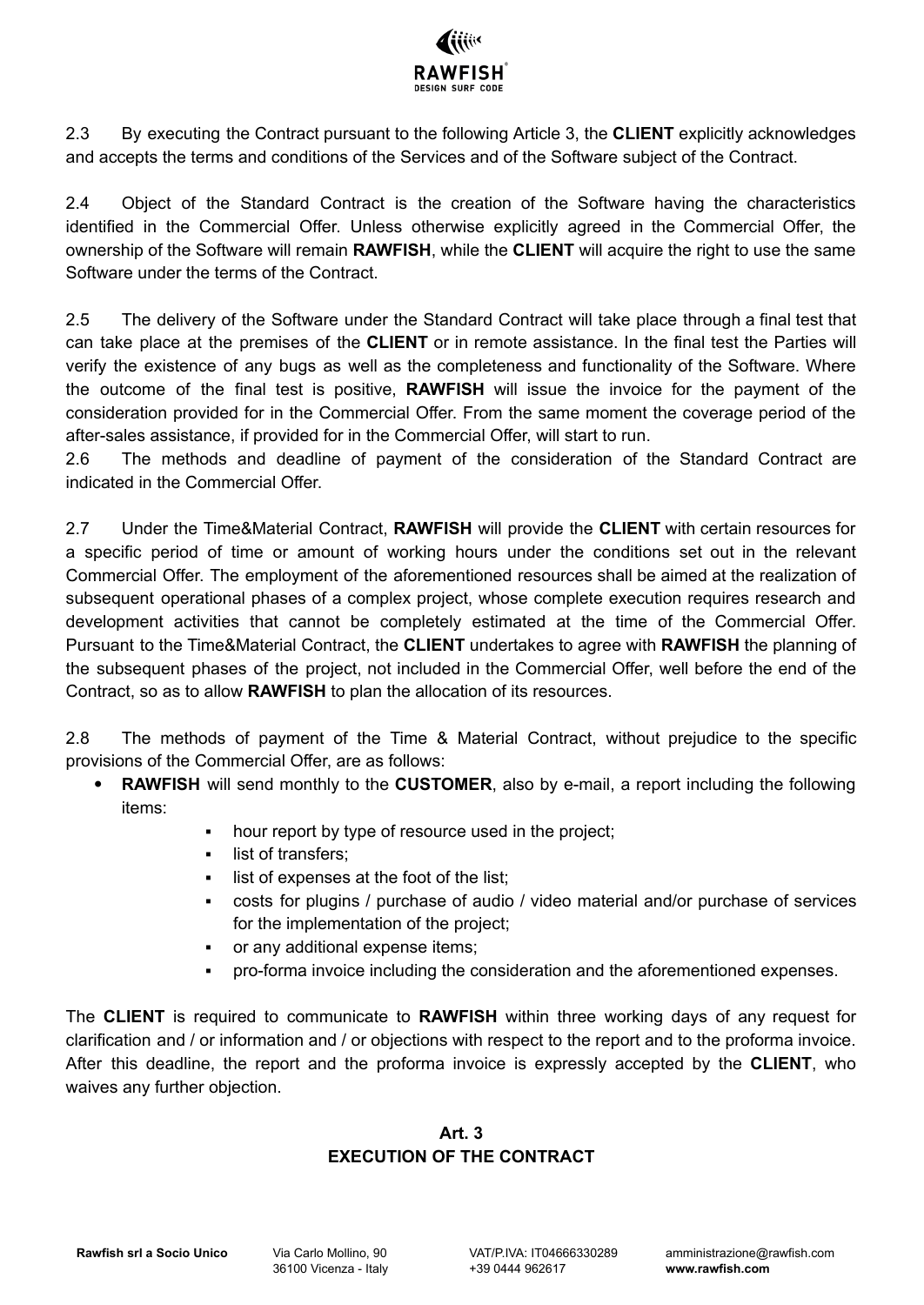2.3 By executing the Contract pursuant to the following Article 3, the **CLIENT** explicitly acknowledges and accepts the terms and conditions of the Services and of the Software subject of the Contract.

2.4 Object of the Standard Contract is the creation of the Software having the characteristics identified in the Commercial Offer. Unless otherwise explicitly agreed in the Commercial Offer, the ownership of the Software will remain **RAWFISH**, while the **CLIENT** will acquire the right to use the same Software under the terms of the Contract.

2.5 The delivery of the Software under the Standard Contract will take place through a final test that can take place at the premises of the **CLIENT** or in remote assistance. In the final test the Parties will verify the existence of any bugs as well as the completeness and functionality of the Software. Where the outcome of the final test is positive, **RAWFISH** will issue the invoice for the payment of the consideration provided for in the Commercial Offer. From the same moment the coverage period of the after-sales assistance, if provided for in the Commercial Offer, will start to run.

2.6 The methods and deadline of payment of the consideration of the Standard Contract are indicated in the Commercial Offer.

2.7 Under the Time&Material Contract, **RAWFISH** will provide the **CLIENT** with certain resources for a specific period of time or amount of working hours under the conditions set out in the relevant Commercial Offer. The employment of the aforementioned resources shall be aimed at the realization of subsequent operational phases of a complex project, whose complete execution requires research and development activities that cannot be completely estimated at the time of the Commercial Offer. Pursuant to the Time&Material Contract, the **CLIENT** undertakes to agree with **RAWFISH** the planning of the subsequent phases of the project, not included in the Commercial Offer, well before the end of the Contract, so as to allow **RAWFISH** to plan the allocation of its resources.

2.8 The methods of payment of the Time & Material Contract, without prejudice to the specific provisions of the Commercial Offer, are as follows:

- **RAWFISH** will send monthly to the **CUSTOMER**, also by e-mail, a report including the following items:
  - hour report by type of resource used in the project;
  - list of transfers;
  - list of expenses at the foot of the list;
  - costs for plugins / purchase of audio / video material and/or purchase of services for the implementation of the project;
  - or any additional expense items;
  - pro-forma invoice including the consideration and the aforementioned expenses.

The **CLIENT** is required to communicate to **RAWFISH** within three working days of any request for clarification and / or information and / or objections with respect to the report and to the proforma invoice. After this deadline, the report and the proforma invoice is expressly accepted by the **CLIENT**, who waives any further objection.

## Art. 3
## EXECUTION OF THE CONTRACT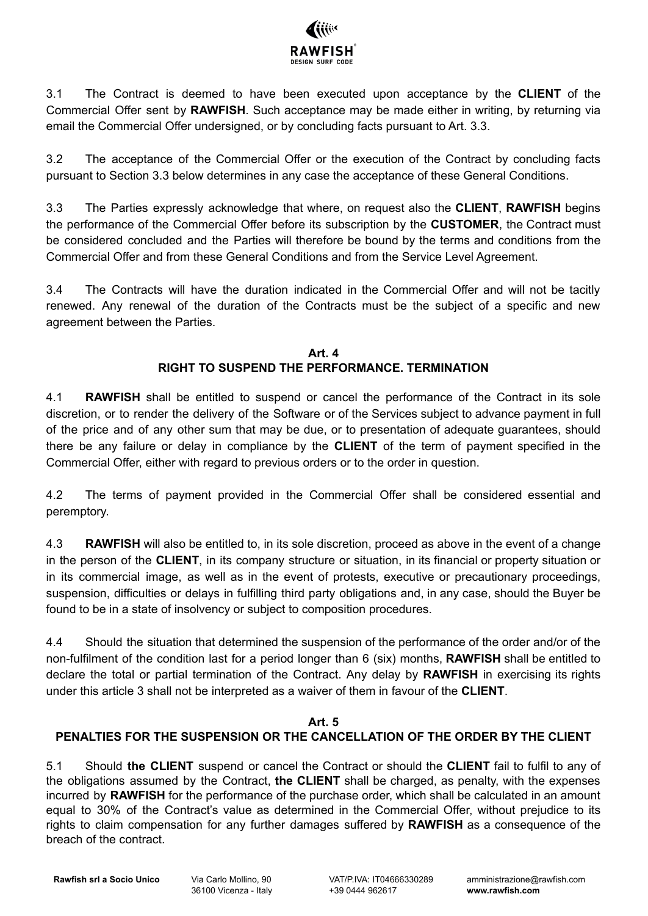3.1 The Contract is deemed to have been executed upon acceptance by the **CLIENT** of the Commercial Offer sent by **RAWFISH**. Such acceptance may be made either in writing, by returning via email the Commercial Offer undersigned, or by concluding facts pursuant to Art. 3.3.

3.2 The acceptance of the Commercial Offer or the execution of the Contract by concluding facts pursuant to Section 3.3 below determines in any case the acceptance of these General Conditions.

3.3 The Parties expressly acknowledge that where, on request also the **CLIENT**, **RAWFISH** begins the performance of the Commercial Offer before its subscription by the **CUSTOMER**, the Contract must be considered concluded and the Parties will therefore be bound by the terms and conditions from the Commercial Offer and from these General Conditions and from the Service Level Agreement.

3.4 The Contracts will have the duration indicated in the Commercial Offer and will not be tacitly renewed. Any renewal of the duration of the Contracts must be the subject of a specific and new agreement between the Parties.

## Art. 4
## RIGHT TO SUSPEND THE PERFORMANCE. TERMINATION

4.1 **RAWFISH** shall be entitled to suspend or cancel the performance of the Contract in its sole discretion, or to render the delivery of the Software or of the Services subject to advance payment in full of the price and of any other sum that may be due, or to presentation of adequate guarantees, should there be any failure or delay in compliance by the **CLIENT** of the term of payment specified in the Commercial Offer, either with regard to previous orders or to the order in question.

4.2 The terms of payment provided in the Commercial Offer shall be considered essential and peremptory.

4.3 **RAWFISH** will also be entitled to, in its sole discretion, proceed as above in the event of a change in the person of the **CLIENT**, in its company structure or situation, in its financial or property situation or in its commercial image, as well as in the event of protests, executive or precautionary proceedings, suspension, difficulties or delays in fulfilling third party obligations and, in any case, should the Buyer be found to be in a state of insolvency or subject to composition procedures.

4.4 Should the situation that determined the suspension of the performance of the order and/or of the non-fulfilment of the condition last for a period longer than 6 (six) months, **RAWFISH** shall be entitled to declare the total or partial termination of the Contract. Any delay by **RAWFISH** in exercising its rights under this article 3 shall not be interpreted as a waiver of them in favour of the **CLIENT**.

## Art. 5
## PENALTIES FOR THE SUSPENSION OR THE CANCELLATION OF THE ORDER BY THE CLIENT

5.1 Should **the CLIENT** suspend or cancel the Contract or should the **CLIENT** fail to fulfil to any of the obligations assumed by the Contract, **the CLIENT** shall be charged, as penalty, with the expenses incurred by **RAWFISH** for the performance of the purchase order, which shall be calculated in an amount equal to 30% of the Contract's value as determined in the Commercial Offer, without prejudice to its rights to claim compensation for any further damages suffered by **RAWFISH** as a consequence of the breach of the contract.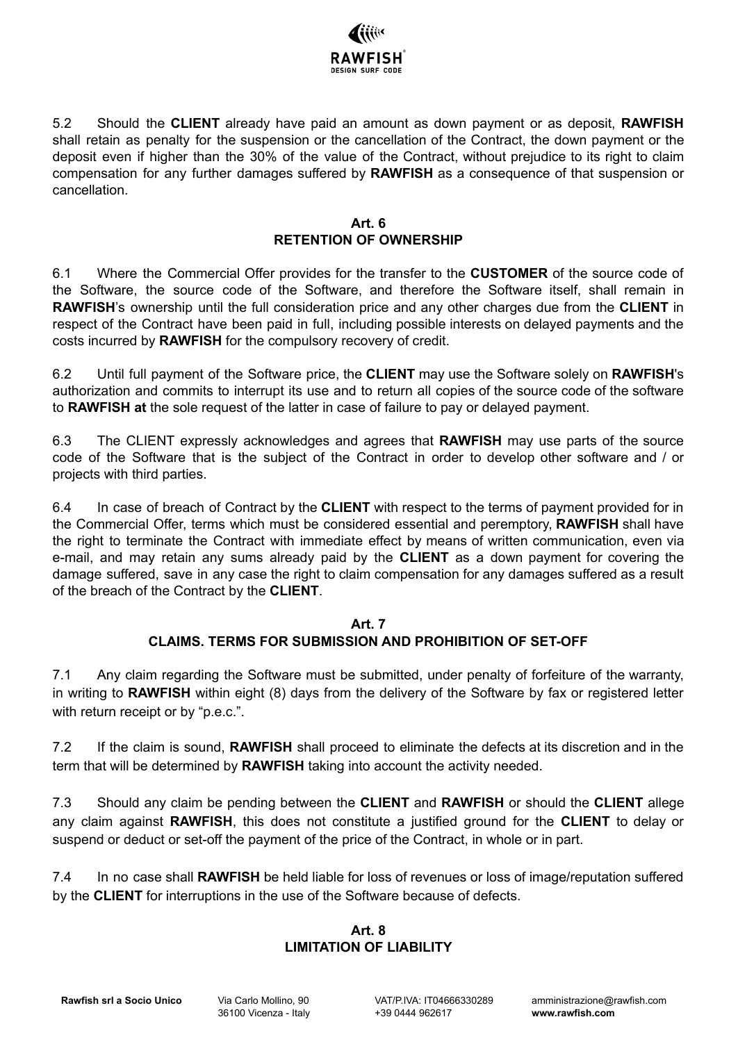5.2 Should the **CLIENT** already have paid an amount as down payment or as deposit, **RAWFISH** shall retain as penalty for the suspension or the cancellation of the Contract, the down payment or the deposit even if higher than the 30% of the value of the Contract, without prejudice to its right to claim compensation for any further damages suffered by **RAWFISH** as a consequence of that suspension or cancellation.

## Art. 6
## RETENTION OF OWNERSHIP

6.1 Where the Commercial Offer provides for the transfer to the **CUSTOMER** of the source code of the Software, the source code of the Software, and therefore the Software itself, shall remain in **RAWFISH**'s ownership until the full consideration price and any other charges due from the **CLIENT** in respect of the Contract have been paid in full, including possible interests on delayed payments and the costs incurred by **RAWFISH** for the compulsory recovery of credit.

6.2 Until full payment of the Software price, the **CLIENT** may use the Software solely on **RAWFISH**'s authorization and commits to interrupt its use and to return all copies of the source code of the software to **RAWFISH at** the sole request of the latter in case of failure to pay or delayed payment.

6.3 The CLIENT expressly acknowledges and agrees that **RAWFISH** may use parts of the source code of the Software that is the subject of the Contract in order to develop other software and / or projects with third parties.

6.4 In case of breach of Contract by the **CLIENT** with respect to the terms of payment provided for in the Commercial Offer, terms which must be considered essential and peremptory, **RAWFISH** shall have the right to terminate the Contract with immediate effect by means of written communication, even via e-mail, and may retain any sums already paid by the **CLIENT** as a down payment for covering the damage suffered, save in any case the right to claim compensation for any damages suffered as a result of the breach of the Contract by the **CLIENT**.

## Art. 7
## CLAIMS. TERMS FOR SUBMISSION AND PROHIBITION OF SET-OFF

7.1 Any claim regarding the Software must be submitted, under penalty of forfeiture of the warranty, in writing to **RAWFISH** within eight (8) days from the delivery of the Software by fax or registered letter with return receipt or by "p.e.c.".

7.2 If the claim is sound, **RAWFISH** shall proceed to eliminate the defects at its discretion and in the term that will be determined by **RAWFISH** taking into account the activity needed.

7.3 Should any claim be pending between the **CLIENT** and **RAWFISH** or should the **CLIENT** allege any claim against **RAWFISH**, this does not constitute a justified ground for the **CLIENT** to delay or suspend or deduct or set-off the payment of the price of the Contract, in whole or in part.

7.4 In no case shall **RAWFISH** be held liable for loss of revenues or loss of image/reputation suffered by the **CLIENT** for interruptions in the use of the Software because of defects.

## Art. 8
## LIMITATION OF LIABILITY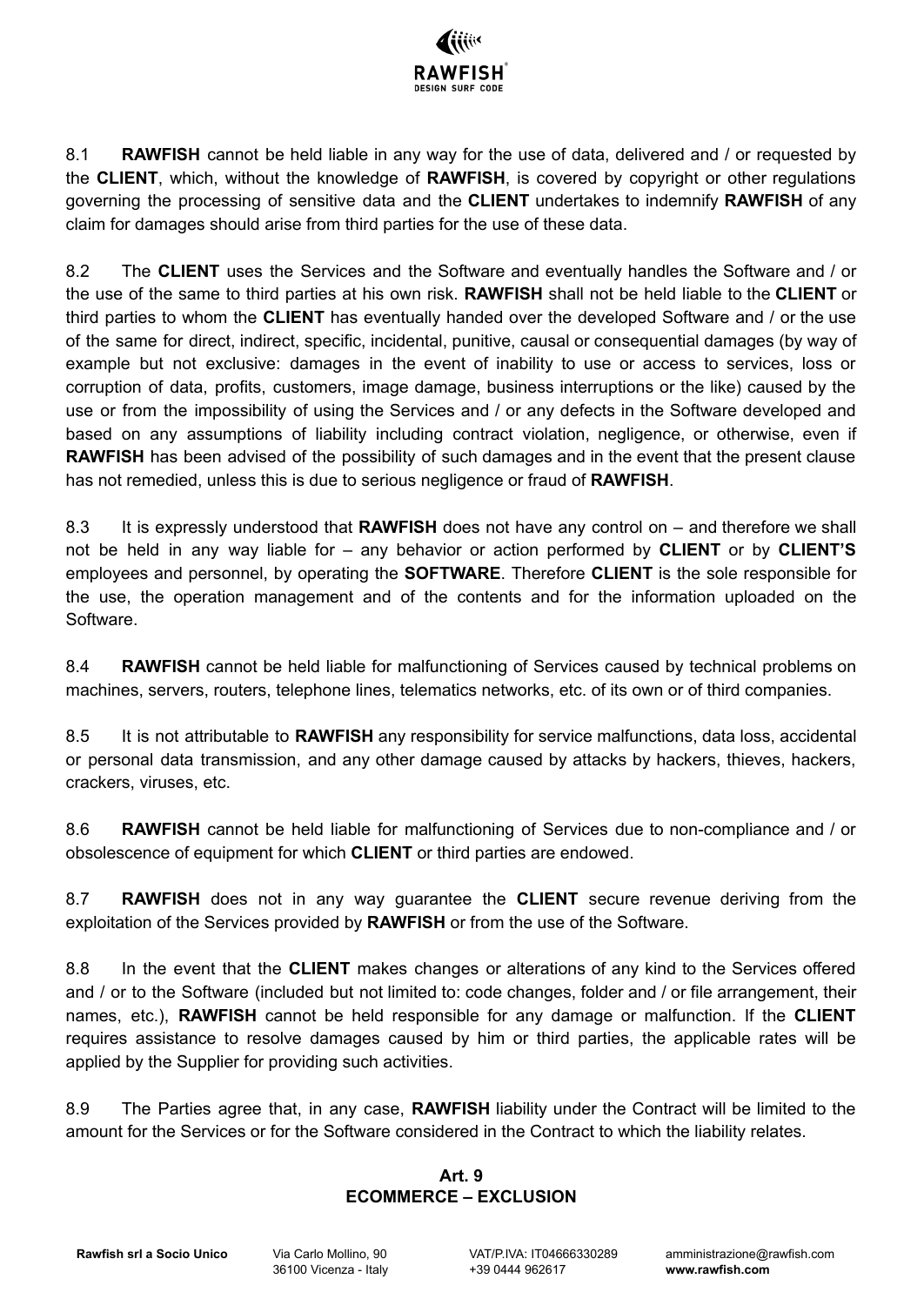8.1 **RAWFISH** cannot be held liable in any way for the use of data, delivered and / or requested by the **CLIENT**, which, without the knowledge of **RAWFISH**, is covered by copyright or other regulations governing the processing of sensitive data and the **CLIENT** undertakes to indemnify **RAWFISH** of any claim for damages should arise from third parties for the use of these data.

8.2 The **CLIENT** uses the Services and the Software and eventually handles the Software and / or the use of the same to third parties at his own risk. **RAWFISH** shall not be held liable to the **CLIENT** or third parties to whom the **CLIENT** has eventually handed over the developed Software and / or the use of the same for direct, indirect, specific, incidental, punitive, causal or consequential damages (by way of example but not exclusive: damages in the event of inability to use or access to services, loss or corruption of data, profits, customers, image damage, business interruptions or the like) caused by the use or from the impossibility of using the Services and / or any defects in the Software developed and based on any assumptions of liability including contract violation, negligence, or otherwise, even if **RAWFISH** has been advised of the possibility of such damages and in the event that the present clause has not remedied, unless this is due to serious negligence or fraud of **RAWFISH**.

8.3 It is expressly understood that **RAWFISH** does not have any control on – and therefore we shall not be held in any way liable for – any behavior or action performed by **CLIENT** or by **CLIENT'S** employees and personnel, by operating the **SOFTWARE**. Therefore **CLIENT** is the sole responsible for the use, the operation management and of the contents and for the information uploaded on the Software.

8.4 **RAWFISH** cannot be held liable for malfunctioning of Services caused by technical problems on machines, servers, routers, telephone lines, telematics networks, etc. of its own or of third companies.

8.5 It is not attributable to **RAWFISH** any responsibility for service malfunctions, data loss, accidental or personal data transmission, and any other damage caused by attacks by hackers, thieves, hackers, crackers, viruses, etc.

8.6 **RAWFISH** cannot be held liable for malfunctioning of Services due to non-compliance and / or obsolescence of equipment for which **CLIENT** or third parties are endowed.

8.7 **RAWFISH** does not in any way guarantee the **CLIENT** secure revenue deriving from the exploitation of the Services provided by **RAWFISH** or from the use of the Software.

8.8 In the event that the **CLIENT** makes changes or alterations of any kind to the Services offered and / or to the Software (included but not limited to: code changes, folder and / or file arrangement, their names, etc.), **RAWFISH** cannot be held responsible for any damage or malfunction. If the **CLIENT** requires assistance to resolve damages caused by him or third parties, the applicable rates will be applied by the Supplier for providing such activities.

8.9 The Parties agree that, in any case, **RAWFISH** liability under the Contract will be limited to the amount for the Services or for the Software considered in the Contract to which the liability relates.

## Art. 9
## ECOMMERCE – EXCLUSION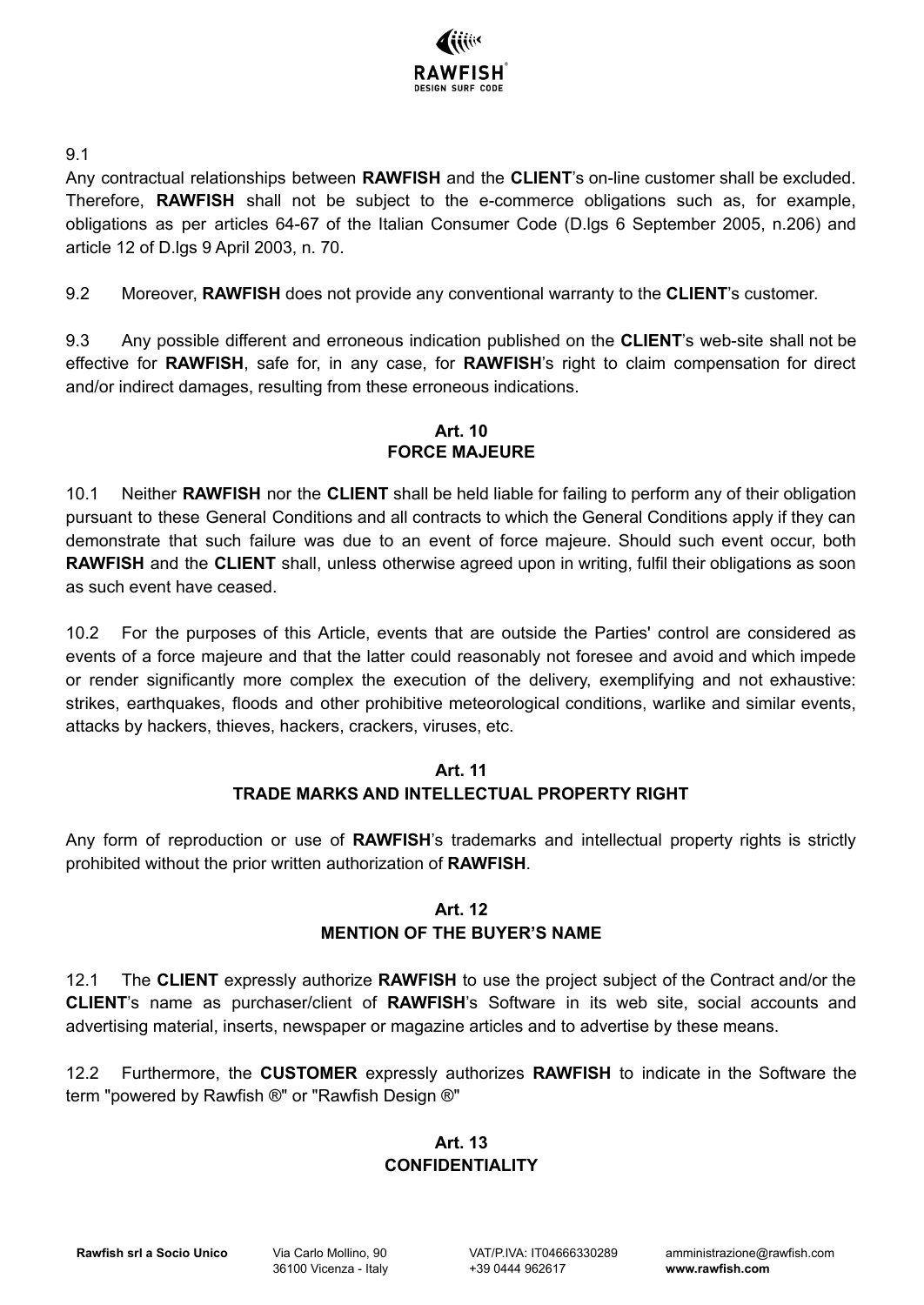9.1

Any contractual relationships between **RAWFISH** and the **CLIENT**'s on-line customer shall be excluded. Therefore, **RAWFISH** shall not be subject to the e-commerce obligations such as, for example, obligations as per articles 64-67 of the Italian Consumer Code (D.lgs 6 September 2005, n.206) and article 12 of D.lgs 9 April 2003, n. 70.

9.2 Moreover, **RAWFISH** does not provide any conventional warranty to the **CLIENT**'s customer.

9.3 Any possible different and erroneous indication published on the **CLIENT**'s web-site shall not be effective for **RAWFISH**, safe for, in any case, for **RAWFISH**'s right to claim compensation for direct and/or indirect damages, resulting from these erroneous indications.

## Art. 10
## FORCE MAJEURE

10.1 Neither **RAWFISH** nor the **CLIENT** shall be held liable for failing to perform any of their obligation pursuant to these General Conditions and all contracts to which the General Conditions apply if they can demonstrate that such failure was due to an event of force majeure. Should such event occur, both **RAWFISH** and the **CLIENT** shall, unless otherwise agreed upon in writing, fulfil their obligations as soon as such event have ceased.

10.2 For the purposes of this Article, events that are outside the Parties' control are considered as events of a force majeure and that the latter could reasonably not foresee and avoid and which impede or render significantly more complex the execution of the delivery, exemplifying and not exhaustive: strikes, earthquakes, floods and other prohibitive meteorological conditions, warlike and similar events, attacks by hackers, thieves, hackers, crackers, viruses, etc.

## Art. 11
## TRADE MARKS AND INTELLECTUAL PROPERTY RIGHT

Any form of reproduction or use of **RAWFISH**'s trademarks and intellectual property rights is strictly prohibited without the prior written authorization of **RAWFISH**.

## Art. 12
## MENTION OF THE BUYER'S NAME

12.1 The **CLIENT** expressly authorize **RAWFISH** to use the project subject of the Contract and/or the **CLIENT**'s name as purchaser/client of **RAWFISH**'s Software in its web site, social accounts and advertising material, inserts, newspaper or magazine articles and to advertise by these means.

12.2 Furthermore, the **CUSTOMER** expressly authorizes **RAWFISH** to indicate in the Software the term "powered by Rawfish ®" or "Rawfish Design ®"

## Art. 13
## CONFIDENTIALITY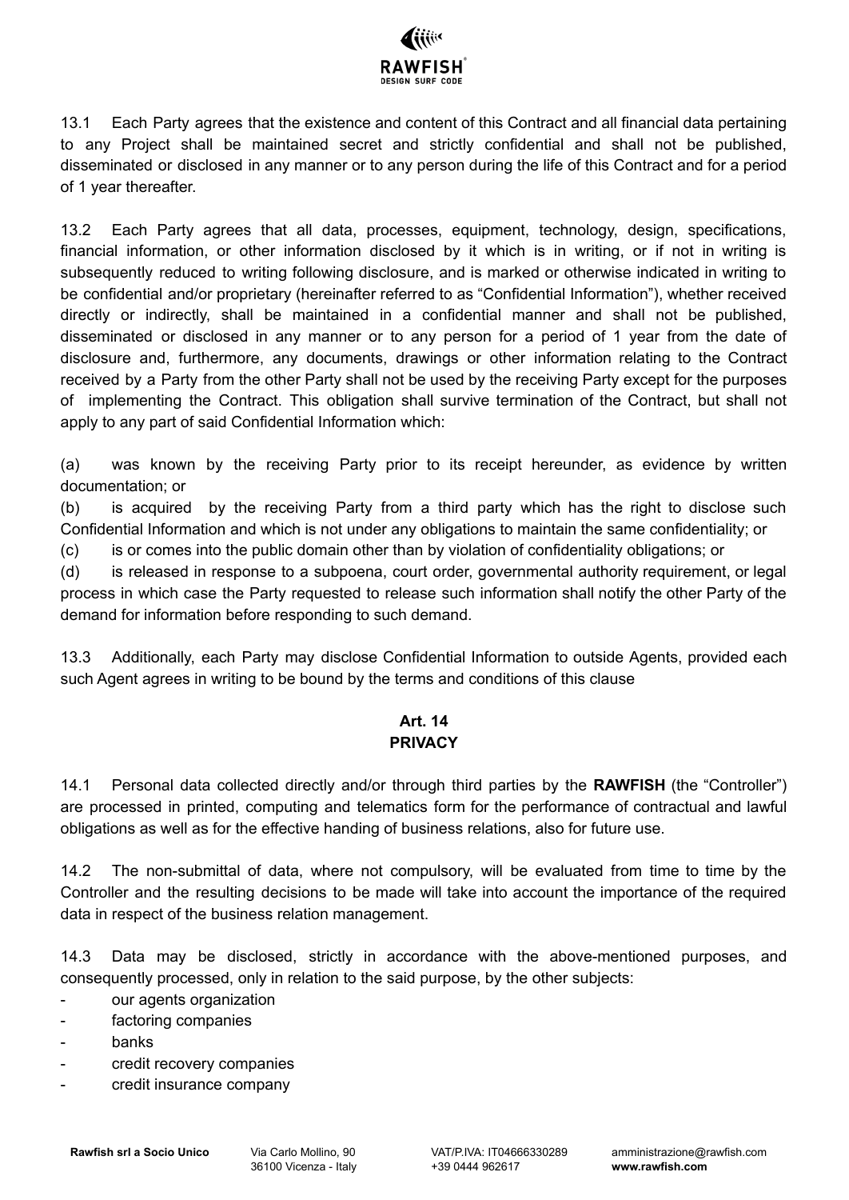13.1 Each Party agrees that the existence and content of this Contract and all financial data pertaining to any Project shall be maintained secret and strictly confidential and shall not be published, disseminated or disclosed in any manner or to any person during the life of this Contract and for a period of 1 year thereafter.

13.2 Each Party agrees that all data, processes, equipment, technology, design, specifications, financial information, or other information disclosed by it which is in writing, or if not in writing is subsequently reduced to writing following disclosure, and is marked or otherwise indicated in writing to be confidential and/or proprietary (hereinafter referred to as "Confidential Information"), whether received directly or indirectly, shall be maintained in a confidential manner and shall not be published, disseminated or disclosed in any manner or to any person for a period of 1 year from the date of disclosure and, furthermore, any documents, drawings or other information relating to the Contract received by a Party from the other Party shall not be used by the receiving Party except for the purposes of implementing the Contract. This obligation shall survive termination of the Contract, but shall not apply to any part of said Confidential Information which:

(a) was known by the receiving Party prior to its receipt hereunder, as evidence by written documentation; or
(b) is acquired by the receiving Party from a third party which has the right to disclose such Confidential Information and which is not under any obligations to maintain the same confidentiality; or
(c) is or comes into the public domain other than by violation of confidentiality obligations; or
(d) is released in response to a subpoena, court order, governmental authority requirement, or legal process in which case the Party requested to release such information shall notify the other Party of the demand for information before responding to such demand.

13.3 Additionally, each Party may disclose Confidential Information to outside Agents, provided each such Agent agrees in writing to be bound by the terms and conditions of this clause

## Art. 14
## PRIVACY

14.1 Personal data collected directly and/or through third parties by the **RAWFISH** (the "Controller") are processed in printed, computing and telematics form for the performance of contractual and lawful obligations as well as for the effective handing of business relations, also for future use.

14.2 The non-submittal of data, where not compulsory, will be evaluated from time to time by the Controller and the resulting decisions to be made will take into account the importance of the required data in respect of the business relation management.

14.3 Data may be disclosed, strictly in accordance with the above-mentioned purposes, and consequently processed, only in relation to the said purpose, by the other subjects:

- our agents organization
- factoring companies
- banks
- credit recovery companies
- credit insurance company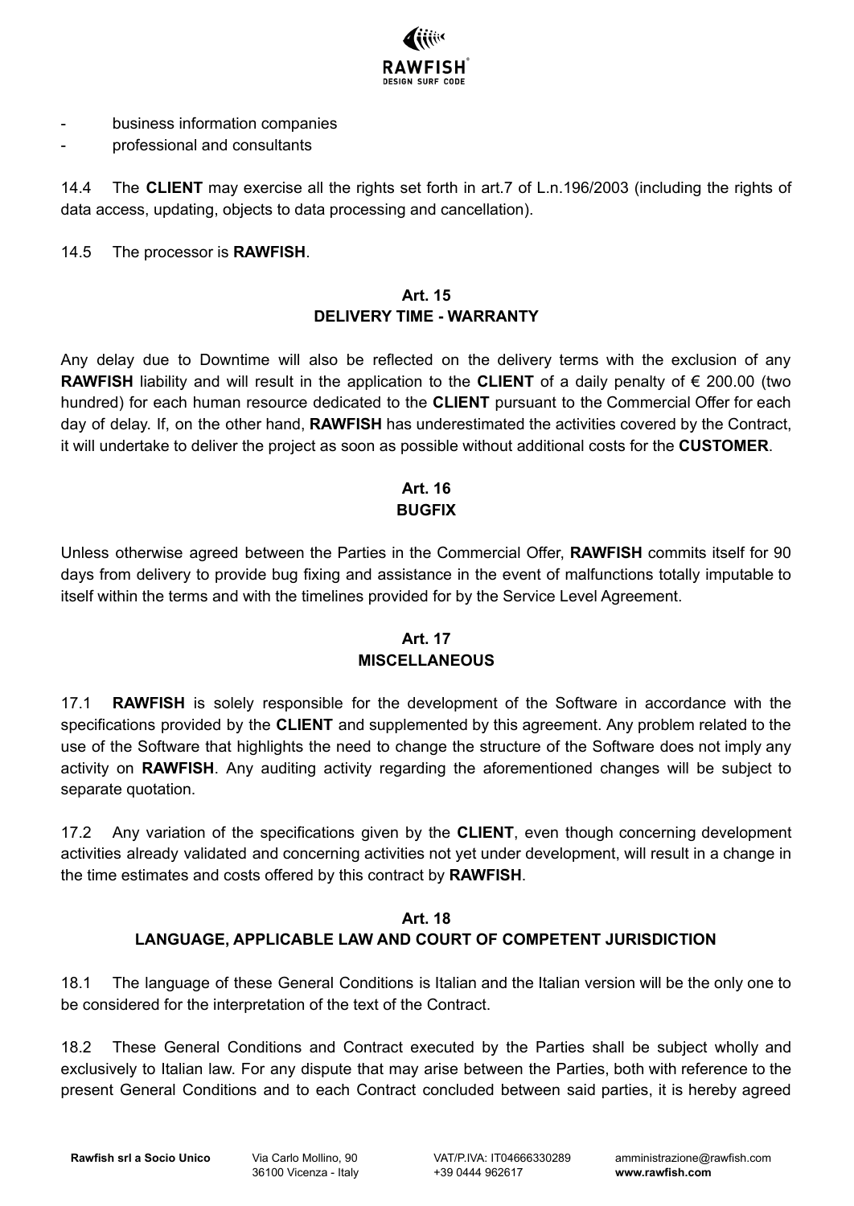- business information companies
- professional and consultants

14.4 The **CLIENT** may exercise all the rights set forth in art.7 of L.n.196/2003 (including the rights of data access, updating, objects to data processing and cancellation).

14.5 The processor is **RAWFISH**.

## Art. 15
## DELIVERY TIME - WARRANTY

Any delay due to Downtime will also be reflected on the delivery terms with the exclusion of any **RAWFISH** liability and will result in the application to the **CLIENT** of a daily penalty of € 200.00 (two hundred) for each human resource dedicated to the **CLIENT** pursuant to the Commercial Offer for each day of delay. If, on the other hand, **RAWFISH** has underestimated the activities covered by the Contract, it will undertake to deliver the project as soon as possible without additional costs for the **CUSTOMER**.

## Art. 16
## BUGFIX

Unless otherwise agreed between the Parties in the Commercial Offer, **RAWFISH** commits itself for 90 days from delivery to provide bug fixing and assistance in the event of malfunctions totally imputable to itself within the terms and with the timelines provided for by the Service Level Agreement.

## Art. 17
## MISCELLANEOUS

17.1 **RAWFISH** is solely responsible for the development of the Software in accordance with the specifications provided by the **CLIENT** and supplemented by this agreement. Any problem related to the use of the Software that highlights the need to change the structure of the Software does not imply any activity on **RAWFISH**. Any auditing activity regarding the aforementioned changes will be subject to separate quotation.

17.2 Any variation of the specifications given by the **CLIENT**, even though concerning development activities already validated and concerning activities not yet under development, will result in a change in the time estimates and costs offered by this contract by **RAWFISH**.

## Art. 18
## LANGUAGE, APPLICABLE LAW AND COURT OF COMPETENT JURISDICTION

18.1 The language of these General Conditions is Italian and the Italian version will be the only one to be considered for the interpretation of the text of the Contract.

18.2 These General Conditions and Contract executed by the Parties shall be subject wholly and exclusively to Italian law. For any dispute that may arise between the Parties, both with reference to the present General Conditions and to each Contract concluded between said parties, it is hereby agreed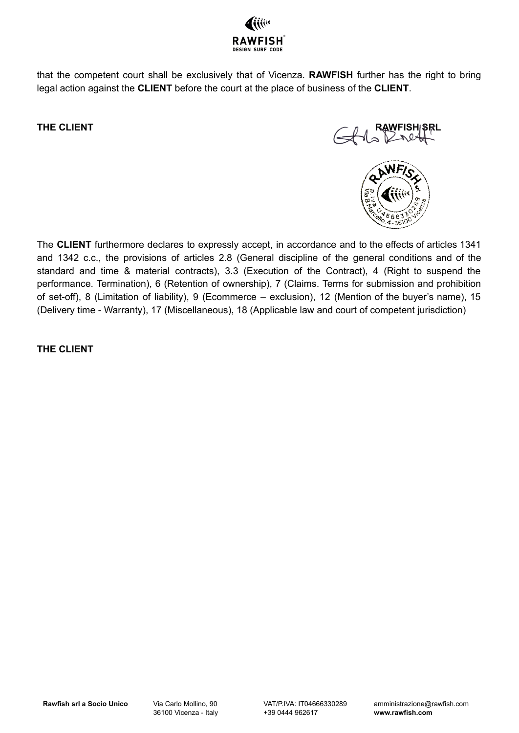that the competent court shall be exclusively that of Vicenza. **RAWFISH** further has the right to bring legal action against the **CLIENT** before the court at the place of business of the **CLIENT**.

**THE CLIENT** **RAWFISH SRL**

The **CLIENT** furthermore declares to expressly accept, in accordance and to the effects of articles 1341 and 1342 c.c., the provisions of articles 2.8 (General discipline of the general conditions and of the standard and time & material contracts), 3.3 (Execution of the Contract), 4 (Right to suspend the performance. Termination), 6 (Retention of ownership), 7 (Claims. Terms for submission and prohibition of set-off), 8 (Limitation of liability), 9 (Ecommerce – exclusion), 12 (Mention of the buyer's name), 15 (Delivery time - Warranty), 17 (Miscellaneous), 18 (Applicable law and court of competent jurisdiction)

**THE CLIENT**